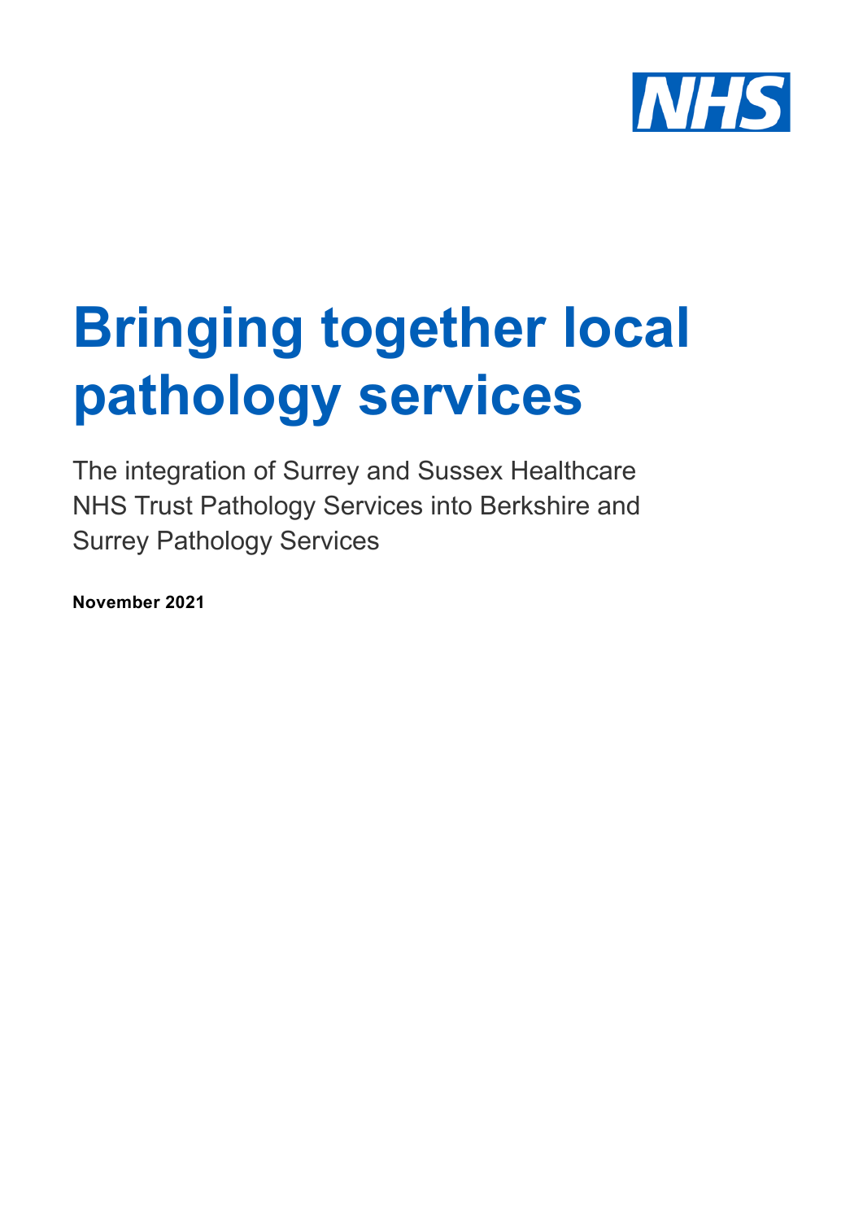NHS

# Bringing together local pathology services

The integration of Surrey and Sussex Healthcare NHS Trust Pathology Services into Berkshire and Surrey Pathology Services

**November 2021**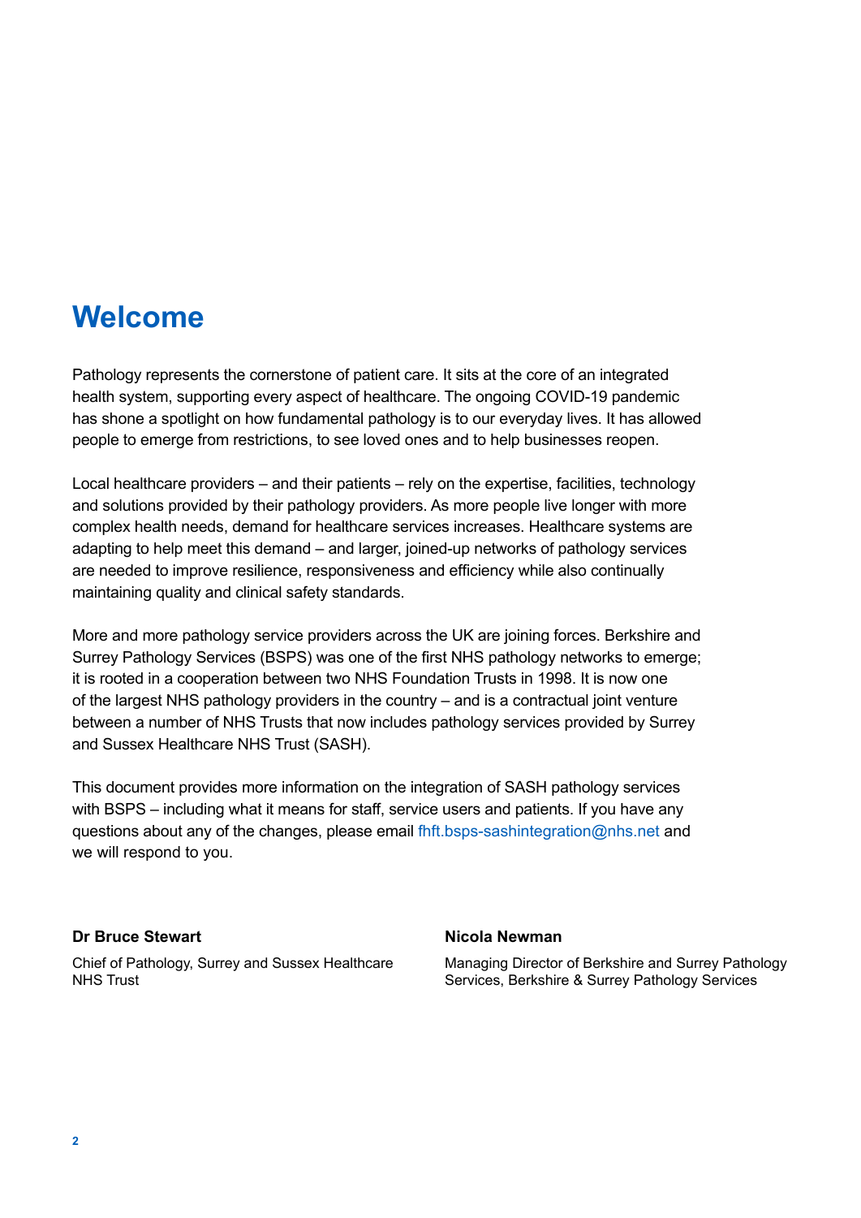# Welcome

Pathology represents the cornerstone of patient care. It sits at the core of an integrated health system, supporting every aspect of healthcare. The ongoing COVID-19 pandemic has shone a spotlight on how fundamental pathology is to our everyday lives. It has allowed people to emerge from restrictions, to see loved ones and to help businesses reopen.

Local healthcare providers – and their patients – rely on the expertise, facilities, technology and solutions provided by their pathology providers. As more people live longer with more complex health needs, demand for healthcare services increases. Healthcare systems are adapting to help meet this demand – and larger, joined-up networks of pathology services are needed to improve resilience, responsiveness and efficiency while also continually maintaining quality and clinical safety standards.

More and more pathology service providers across the UK are joining forces. Berkshire and Surrey Pathology Services (BSPS) was one of the first NHS pathology networks to emerge; it is rooted in a cooperation between two NHS Foundation Trusts in 1998. It is now one of the largest NHS pathology providers in the country – and is a contractual joint venture between a number of NHS Trusts that now includes pathology services provided by Surrey and Sussex Healthcare NHS Trust (SASH).

This document provides more information on the integration of SASH pathology services with BSPS – including what it means for staff, service users and patients. If you have any questions about any of the changes, please email fhft.bsps-sashintegration@nhs.net and we will respond to you.

**Dr Bruce Stewart**

Chief of Pathology, Surrey and Sussex Healthcare NHS Trust

**Nicola Newman**

Managing Director of Berkshire and Surrey Pathology Services, Berkshire & Surrey Pathology Services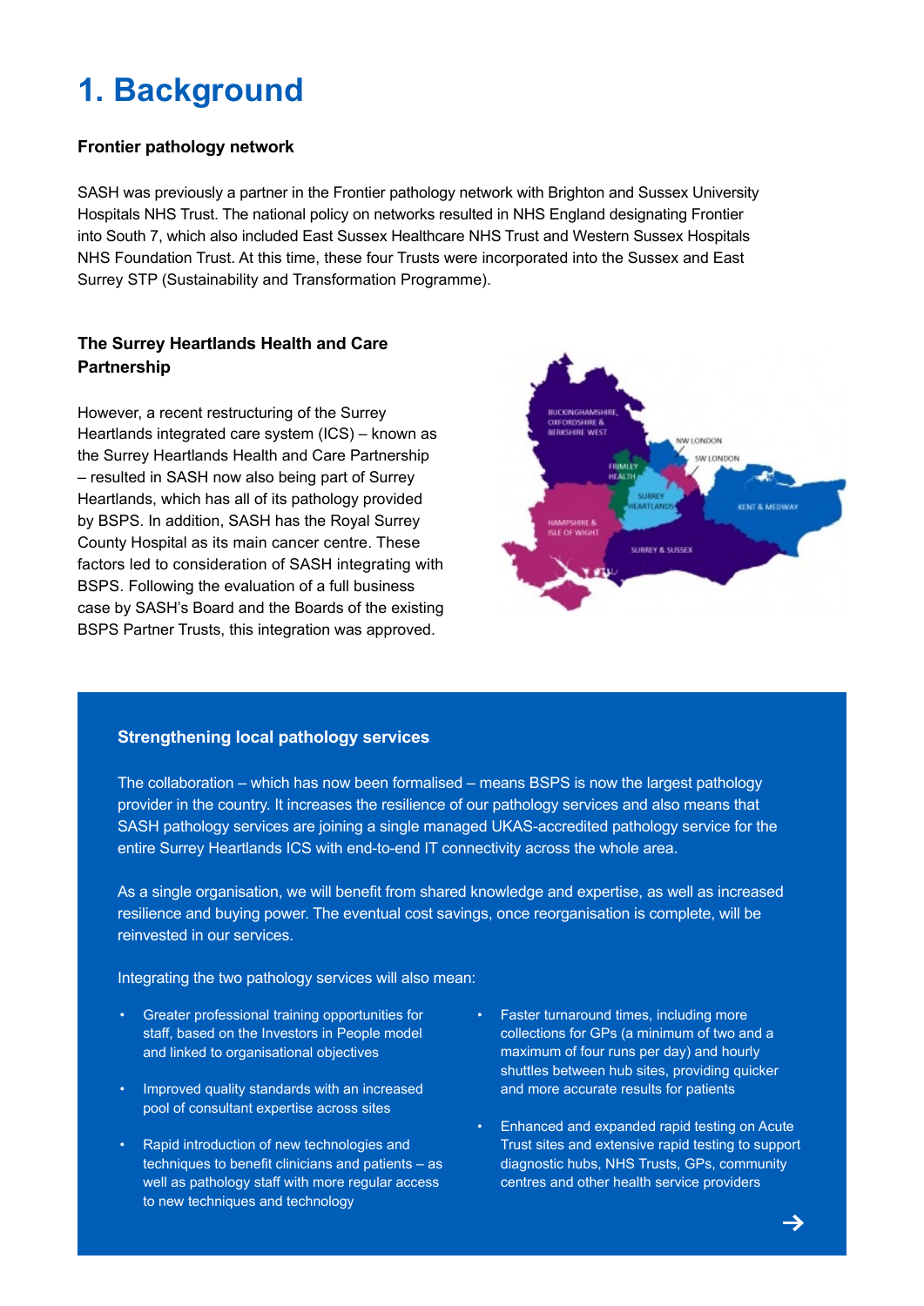# 1. Background

### Frontier pathology network

SASH was previously a partner in the Frontier pathology network with Brighton and Sussex University Hospitals NHS Trust. The national policy on networks resulted in NHS England designating Frontier into South 7, which also included East Sussex Healthcare NHS Trust and Western Sussex Hospitals NHS Foundation Trust. At this time, these four Trusts were incorporated into the Sussex and East Surrey STP (Sustainability and Transformation Programme).

### The Surrey Heartlands Health and Care Partnership

However, a recent restructuring of the Surrey Heartlands integrated care system (ICS) – known as the Surrey Heartlands Health and Care Partnership – resulted in SASH now also being part of Surrey Heartlands, which has all of its pathology provided by BSPS. In addition, SASH has the Royal Surrey County Hospital as its main cancer centre. These factors led to consideration of SASH integrating with BSPS. Following the evaluation of a full business case by SASH's Board and the Boards of the existing BSPS Partner Trusts, this integration was approved.

### Strengthening local pathology services

The collaboration – which has now been formalised – means BSPS is now the largest pathology provider in the country. It increases the resilience of our pathology services and also means that SASH pathology services are joining a single managed UKAS-accredited pathology service for the entire Surrey Heartlands ICS with end-to-end IT connectivity across the whole area.

As a single organisation, we will benefit from shared knowledge and expertise, as well as increased resilience and buying power. The eventual cost savings, once reorganisation is complete, will be reinvested in our services.

Integrating the two pathology services will also mean:

- Greater professional training opportunities for staff, based on the Investors in People model and linked to organisational objectives
- Improved quality standards with an increased pool of consultant expertise across sites
- Rapid introduction of new technologies and techniques to benefit clinicians and patients – as well as pathology staff with more regular access to new techniques and technology
- Faster turnaround times, including more collections for GPs (a minimum of two and a maximum of four runs per day) and hourly shuttles between hub sites, providing quicker and more accurate results for patients
- Enhanced and expanded rapid testing on Acute Trust sites and extensive rapid testing to support diagnostic hubs, NHS Trusts, GPs, community centres and other health service providers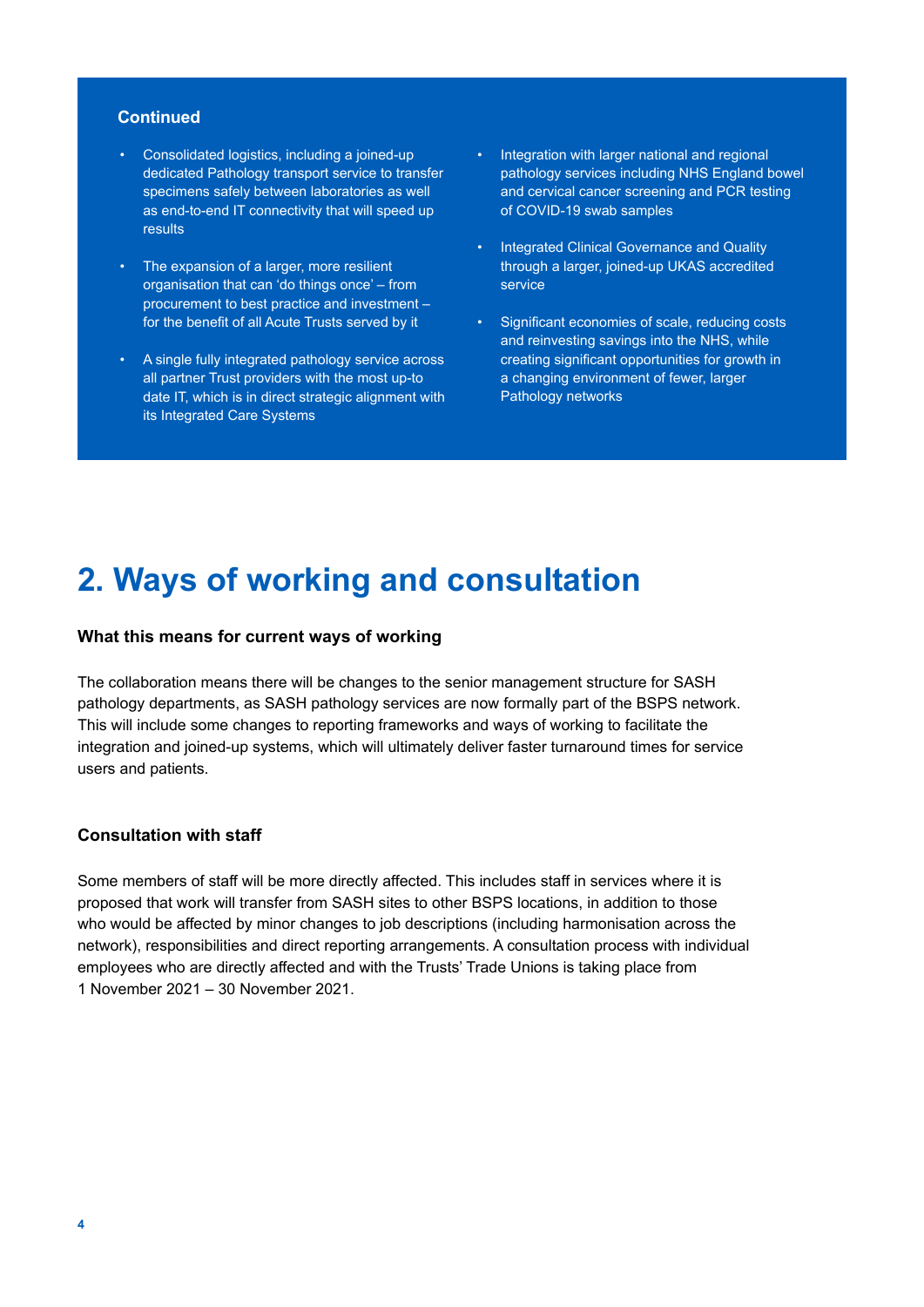**Continued**

- Consolidated logistics, including a joined-up dedicated Pathology transport service to transfer specimens safely between laboratories as well as end-to-end IT connectivity that will speed up results
- The expansion of a larger, more resilient organisation that can 'do things once' – from procurement to best practice and investment – for the benefit of all Acute Trusts served by it
- A single fully integrated pathology service across all partner Trust providers with the most up-to date IT, which is in direct strategic alignment with its Integrated Care Systems
- Integration with larger national and regional pathology services including NHS England bowel and cervical cancer screening and PCR testing of COVID-19 swab samples
- Integrated Clinical Governance and Quality through a larger, joined-up UKAS accredited service
- Significant economies of scale, reducing costs and reinvesting savings into the NHS, while creating significant opportunities for growth in a changing environment of fewer, larger Pathology networks

# 2. Ways of working and consultation

### What this means for current ways of working

The collaboration means there will be changes to the senior management structure for SASH pathology departments, as SASH pathology services are now formally part of the BSPS network. This will include some changes to reporting frameworks and ways of working to facilitate the integration and joined-up systems, which will ultimately deliver faster turnaround times for service users and patients.

### Consultation with staff

Some members of staff will be more directly affected. This includes staff in services where it is proposed that work will transfer from SASH sites to other BSPS locations, in addition to those who would be affected by minor changes to job descriptions (including harmonisation across the network), responsibilities and direct reporting arrangements. A consultation process with individual employees who are directly affected and with the Trusts' Trade Unions is taking place from 1 November 2021 – 30 November 2021.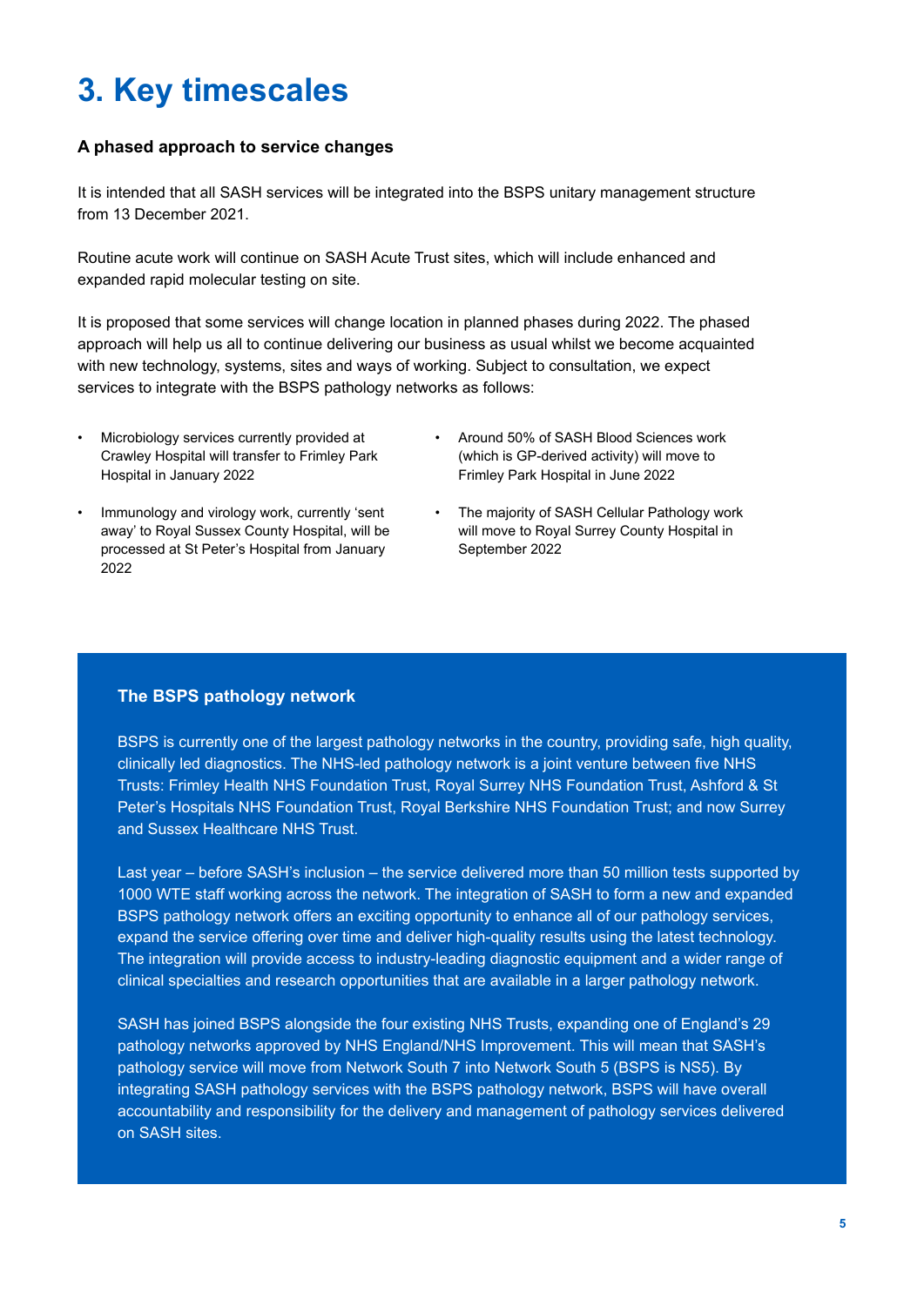# 3. Key timescales

### A phased approach to service changes

It is intended that all SASH services will be integrated into the BSPS unitary management structure from 13 December 2021.

Routine acute work will continue on SASH Acute Trust sites, which will include enhanced and expanded rapid molecular testing on site.

It is proposed that some services will change location in planned phases during 2022. The phased approach will help us all to continue delivering our business as usual whilst we become acquainted with new technology, systems, sites and ways of working. Subject to consultation, we expect services to integrate with the BSPS pathology networks as follows:

- Microbiology services currently provided at Crawley Hospital will transfer to Frimley Park Hospital in January 2022
- Immunology and virology work, currently 'sent away' to Royal Sussex County Hospital, will be processed at St Peter's Hospital from January 2022
- Around 50% of SASH Blood Sciences work (which is GP-derived activity) will move to Frimley Park Hospital in June 2022
- The majority of SASH Cellular Pathology work will move to Royal Surrey County Hospital in September 2022

### The BSPS pathology network

BSPS is currently one of the largest pathology networks in the country, providing safe, high quality, clinically led diagnostics. The NHS-led pathology network is a joint venture between five NHS Trusts: Frimley Health NHS Foundation Trust, Royal Surrey NHS Foundation Trust, Ashford & St Peter's Hospitals NHS Foundation Trust, Royal Berkshire NHS Foundation Trust; and now Surrey and Sussex Healthcare NHS Trust.

Last year – before SASH's inclusion – the service delivered more than 50 million tests supported by 1000 WTE staff working across the network. The integration of SASH to form a new and expanded BSPS pathology network offers an exciting opportunity to enhance all of our pathology services, expand the service offering over time and deliver high-quality results using the latest technology. The integration will provide access to industry-leading diagnostic equipment and a wider range of clinical specialties and research opportunities that are available in a larger pathology network.

SASH has joined BSPS alongside the four existing NHS Trusts, expanding one of England's 29 pathology networks approved by NHS England/NHS Improvement. This will mean that SASH's pathology service will move from Network South 7 into Network South 5 (BSPS is NS5). By integrating SASH pathology services with the BSPS pathology network, BSPS will have overall accountability and responsibility for the delivery and management of pathology services delivered on SASH sites.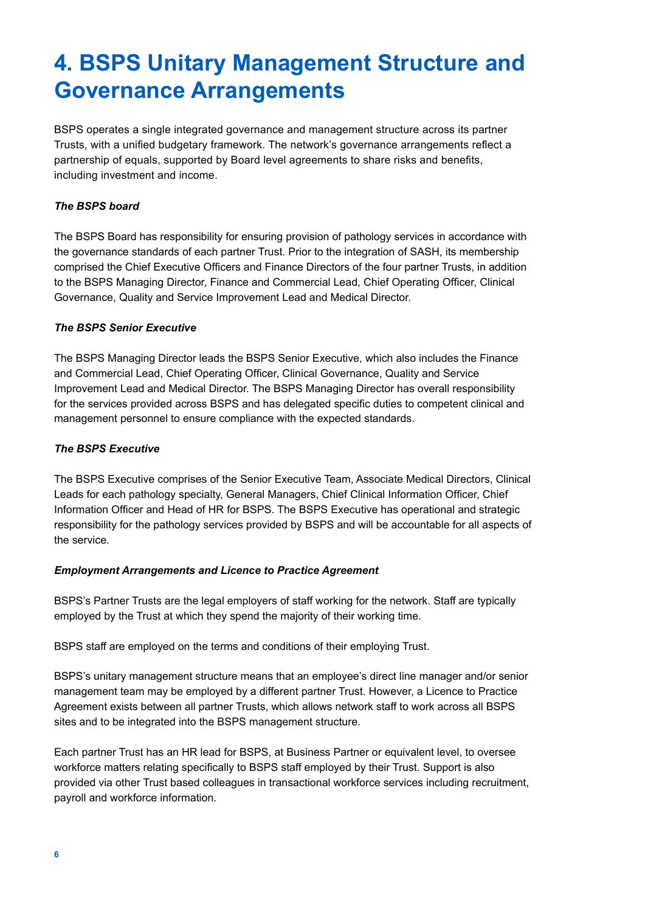# 4. BSPS Unitary Management Structure and Governance Arrangements

BSPS operates a single integrated governance and management structure across its partner Trusts, with a unified budgetary framework. The network's governance arrangements reflect a partnership of equals, supported by Board level agreements to share risks and benefits, including investment and income.

***The BSPS board***

The BSPS Board has responsibility for ensuring provision of pathology services in accordance with the governance standards of each partner Trust. Prior to the integration of SASH, its membership comprised the Chief Executive Officers and Finance Directors of the four partner Trusts, in addition to the BSPS Managing Director, Finance and Commercial Lead, Chief Operating Officer, Clinical Governance, Quality and Service Improvement Lead and Medical Director.

***The BSPS Senior Executive***

The BSPS Managing Director leads the BSPS Senior Executive, which also includes the Finance and Commercial Lead, Chief Operating Officer, Clinical Governance, Quality and Service Improvement Lead and Medical Director. The BSPS Managing Director has overall responsibility for the services provided across BSPS and has delegated specific duties to competent clinical and management personnel to ensure compliance with the expected standards.

***The BSPS Executive***

The BSPS Executive comprises of the Senior Executive Team, Associate Medical Directors, Clinical Leads for each pathology specialty, General Managers, Chief Clinical Information Officer, Chief Information Officer and Head of HR for BSPS. The BSPS Executive has operational and strategic responsibility for the pathology services provided by BSPS and will be accountable for all aspects of the service.

***Employment Arrangements and Licence to Practice Agreement***

BSPS's Partner Trusts are the legal employers of staff working for the network. Staff are typically employed by the Trust at which they spend the majority of their working time.

BSPS staff are employed on the terms and conditions of their employing Trust.

BSPS's unitary management structure means that an employee's direct line manager and/or senior management team may be employed by a different partner Trust. However, a Licence to Practice Agreement exists between all partner Trusts, which allows network staff to work across all BSPS sites and to be integrated into the BSPS management structure.

Each partner Trust has an HR lead for BSPS, at Business Partner or equivalent level, to oversee workforce matters relating specifically to BSPS staff employed by their Trust. Support is also provided via other Trust based colleagues in transactional workforce services including recruitment, payroll and workforce information.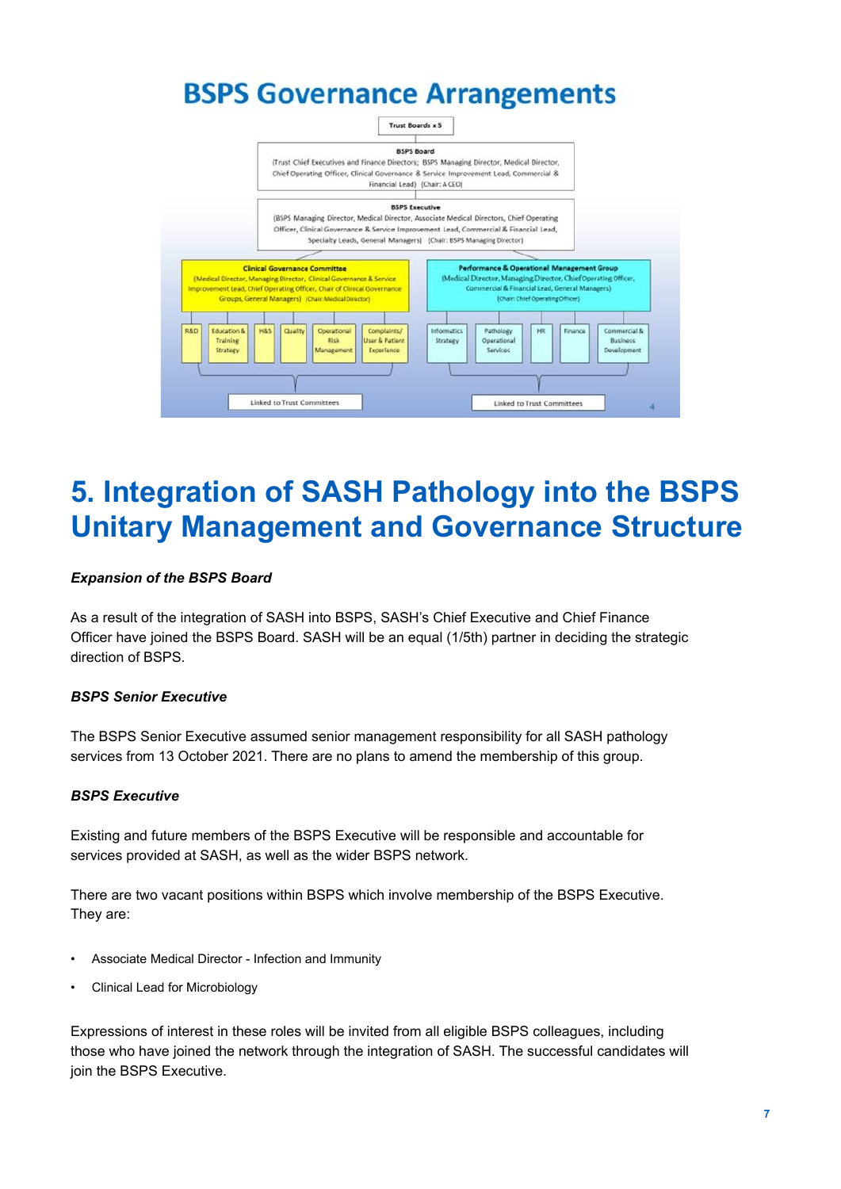# BSPS Governance Arrangements

Trust Boards x 5

**BSPS Board**
(Trust Chief Executives and Finance Directors; BSPS Managing Director, Medical Director, Chief Operating Officer, Clinical Governance & Service Improvement Lead, Commercial & Financial Lead) (Chair: A CEO)

**BSPS Executive**
(BSPS Managing Director, Medical Director, Associate Medical Directors, Chief Operating Officer, Clinical Governance & Service Improvement Lead, Commercial & Financial Lead, Specialty Leads, General Managers) (Chair: BSPS Managing Director)

**Clinical Governance Committee**
(Medical Director, Managing Director, Clinical Governance & Service Improvement Lead, Chief Operating Officer, Chair of Clinical Governance Groups, General Managers) (Chair: Medical Director)

- R&D
- Education & Training Strategy
- H&S
- Quality
- Operational Risk Management
- Complaints/ User & Patient Experience

Linked to Trust Committees

**Performance & Operational Management Group**
(Medical Director, Managing Director, Chief Operating Officer, Commercial & Financial Lead, General Managers) (Chair: Chief Operating Officer)

- Informatics Strategy
- Pathology Operational Services
- HR
- Finance
- Commercial & Business Development

Linked to Trust Committees

# 5. Integration of SASH Pathology into the BSPS Unitary Management and Governance Structure

***Expansion of the BSPS Board***

As a result of the integration of SASH into BSPS, SASH's Chief Executive and Chief Finance Officer have joined the BSPS Board. SASH will be an equal (1/5th) partner in deciding the strategic direction of BSPS.

***BSPS Senior Executive***

The BSPS Senior Executive assumed senior management responsibility for all SASH pathology services from 13 October 2021. There are no plans to amend the membership of this group.

***BSPS Executive***

Existing and future members of the BSPS Executive will be responsible and accountable for services provided at SASH, as well as the wider BSPS network.

There are two vacant positions within BSPS which involve membership of the BSPS Executive. They are:

- Associate Medical Director - Infection and Immunity
- Clinical Lead for Microbiology

Expressions of interest in these roles will be invited from all eligible BSPS colleagues, including those who have joined the network through the integration of SASH. The successful candidates will join the BSPS Executive.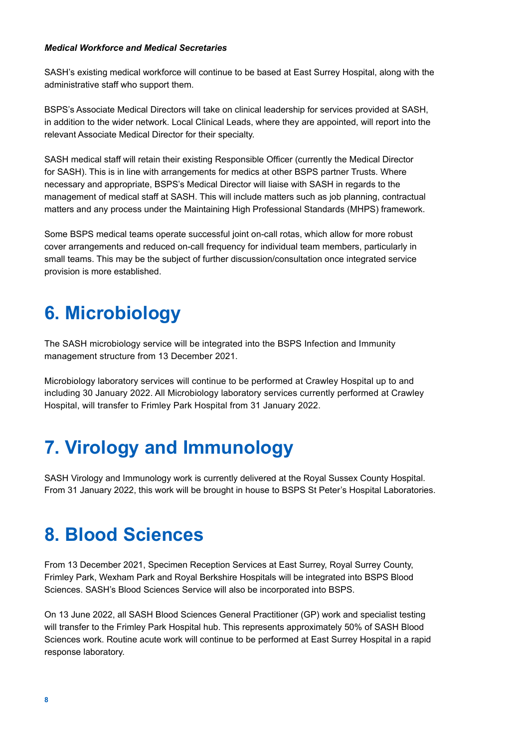***Medical Workforce and Medical Secretaries***

SASH's existing medical workforce will continue to be based at East Surrey Hospital, along with the administrative staff who support them.

BSPS's Associate Medical Directors will take on clinical leadership for services provided at SASH, in addition to the wider network. Local Clinical Leads, where they are appointed, will report into the relevant Associate Medical Director for their specialty.

SASH medical staff will retain their existing Responsible Officer (currently the Medical Director for SASH). This is in line with arrangements for medics at other BSPS partner Trusts. Where necessary and appropriate, BSPS's Medical Director will liaise with SASH in regards to the management of medical staff at SASH. This will include matters such as job planning, contractual matters and any process under the Maintaining High Professional Standards (MHPS) framework.

Some BSPS medical teams operate successful joint on-call rotas, which allow for more robust cover arrangements and reduced on-call frequency for individual team members, particularly in small teams. This may be the subject of further discussion/consultation once integrated service provision is more established.

# 6. Microbiology

The SASH microbiology service will be integrated into the BSPS Infection and Immunity management structure from 13 December 2021.

Microbiology laboratory services will continue to be performed at Crawley Hospital up to and including 30 January 2022. All Microbiology laboratory services currently performed at Crawley Hospital, will transfer to Frimley Park Hospital from 31 January 2022.

# 7. Virology and Immunology

SASH Virology and Immunology work is currently delivered at the Royal Sussex County Hospital. From 31 January 2022, this work will be brought in house to BSPS St Peter's Hospital Laboratories.

# 8. Blood Sciences

From 13 December 2021, Specimen Reception Services at East Surrey, Royal Surrey County, Frimley Park, Wexham Park and Royal Berkshire Hospitals will be integrated into BSPS Blood Sciences. SASH's Blood Sciences Service will also be incorporated into BSPS.

On 13 June 2022, all SASH Blood Sciences General Practitioner (GP) work and specialist testing will transfer to the Frimley Park Hospital hub. This represents approximately 50% of SASH Blood Sciences work. Routine acute work will continue to be performed at East Surrey Hospital in a rapid response laboratory.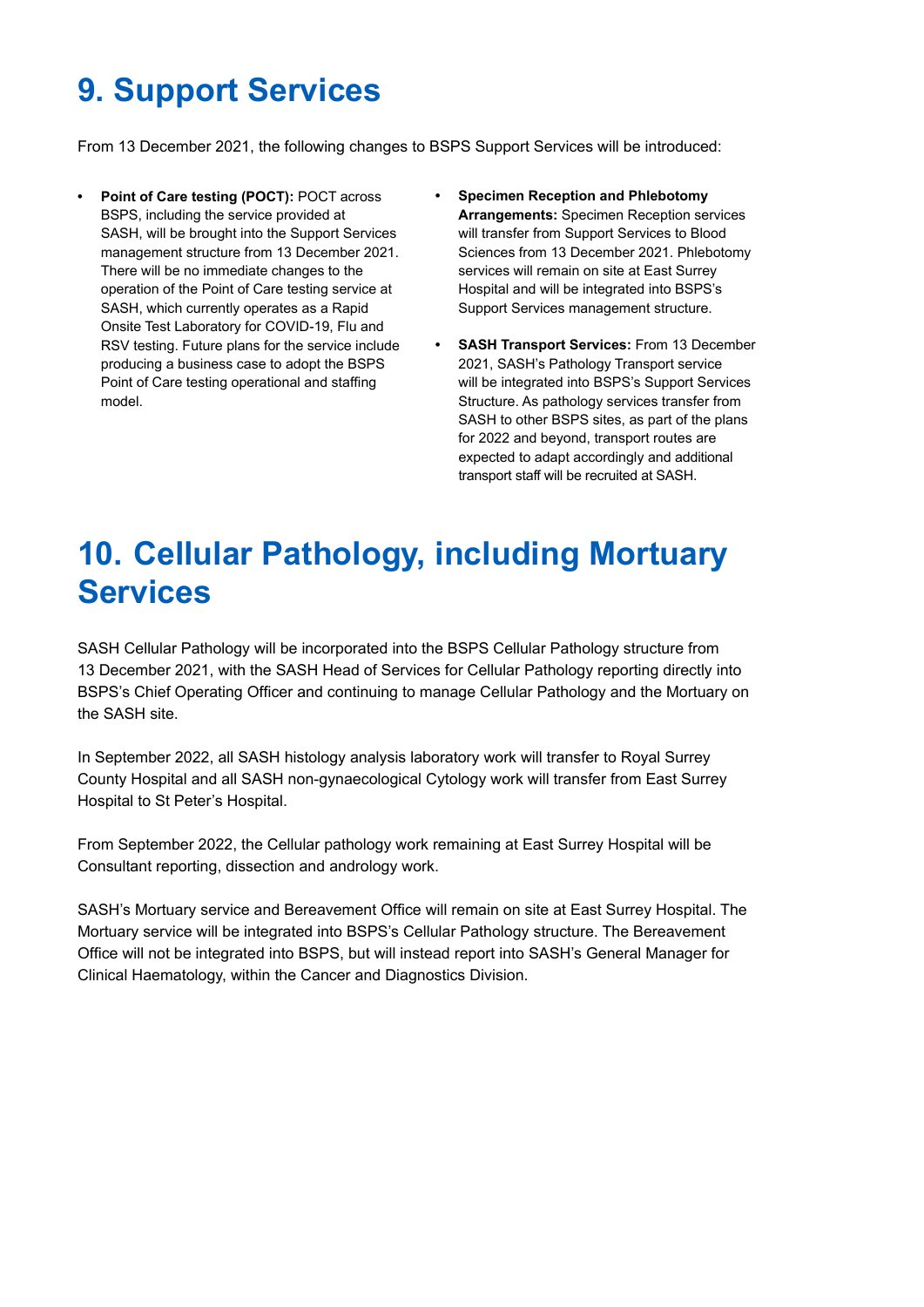# 9. Support Services

From 13 December 2021, the following changes to BSPS Support Services will be introduced:

- **Point of Care testing (POCT):** POCT across BSPS, including the service provided at SASH, will be brought into the Support Services management structure from 13 December 2021. There will be no immediate changes to the operation of the Point of Care testing service at SASH, which currently operates as a Rapid Onsite Test Laboratory for COVID-19, Flu and RSV testing. Future plans for the service include producing a business case to adopt the BSPS Point of Care testing operational and staffing model.
- **Specimen Reception and Phlebotomy Arrangements:** Specimen Reception services will transfer from Support Services to Blood Sciences from 13 December 2021. Phlebotomy services will remain on site at East Surrey Hospital and will be integrated into BSPS's Support Services management structure.
- **SASH Transport Services:** From 13 December 2021, SASH's Pathology Transport service will be integrated into BSPS's Support Services Structure. As pathology services transfer from SASH to other BSPS sites, as part of the plans for 2022 and beyond, transport routes are expected to adapt accordingly and additional transport staff will be recruited at SASH.

# 10. Cellular Pathology, including Mortuary Services

SASH Cellular Pathology will be incorporated into the BSPS Cellular Pathology structure from 13 December 2021, with the SASH Head of Services for Cellular Pathology reporting directly into BSPS's Chief Operating Officer and continuing to manage Cellular Pathology and the Mortuary on the SASH site.

In September 2022, all SASH histology analysis laboratory work will transfer to Royal Surrey County Hospital and all SASH non-gynaecological Cytology work will transfer from East Surrey Hospital to St Peter's Hospital.

From September 2022, the Cellular pathology work remaining at East Surrey Hospital will be Consultant reporting, dissection and andrology work.

SASH's Mortuary service and Bereavement Office will remain on site at East Surrey Hospital. The Mortuary service will be integrated into BSPS's Cellular Pathology structure. The Bereavement Office will not be integrated into BSPS, but will instead report into SASH's General Manager for Clinical Haematology, within the Cancer and Diagnostics Division.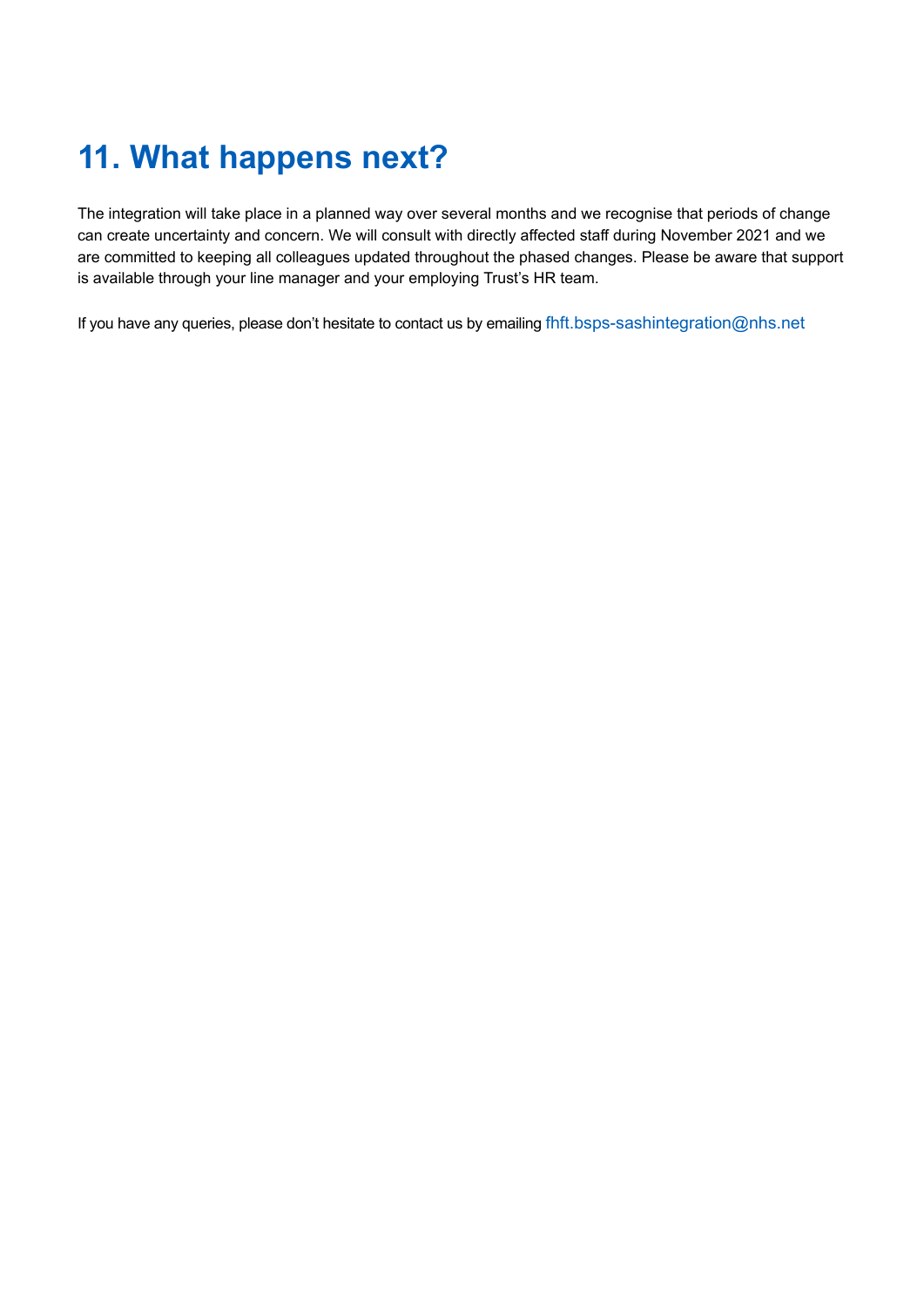# 11. What happens next?

The integration will take place in a planned way over several months and we recognise that periods of change can create uncertainty and concern. We will consult with directly affected staff during November 2021 and we are committed to keeping all colleagues updated throughout the phased changes. Please be aware that support is available through your line manager and your employing Trust's HR team.

If you have any queries, please don't hesitate to contact us by emailing fhft.bsps-sashintegration@nhs.net